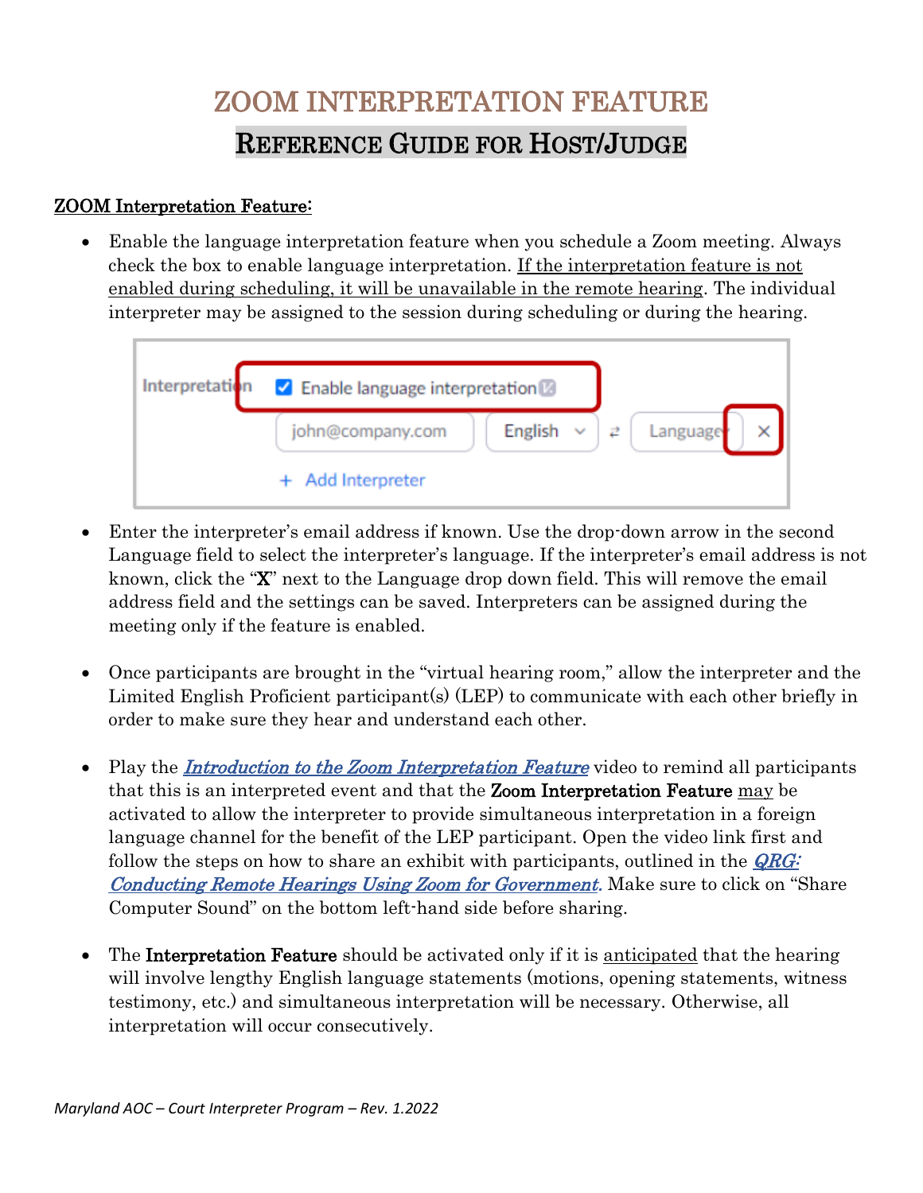# ZOOM INTERPRETATION FEATURE

## REFERENCE GUIDE FOR HOST/JUDGE

**ZOOM Interpretation Feature:**

- Enable the language interpretation feature when you schedule a Zoom meeting. Always check the box to enable language interpretation. If the interpretation feature is not enabled during scheduling, it will be unavailable in the remote hearing. The individual interpreter may be assigned to the session during scheduling or during the hearing.

- Enter the interpreter's email address if known. Use the drop-down arrow in the second Language field to select the interpreter's language. If the interpreter's email address is not known, click the "**X**" next to the Language drop down field. This will remove the email address field and the settings can be saved. Interpreters can be assigned during the meeting only if the feature is enabled.

- Once participants are brought in the "virtual hearing room," allow the interpreter and the Limited English Proficient participant(s) (LEP) to communicate with each other briefly in order to make sure they hear and understand each other.

- Play the ***Introduction to the Zoom Interpretation Feature*** video to remind all participants that this is an interpreted event and that the **Zoom Interpretation Feature** may be activated to allow the interpreter to provide simultaneous interpretation in a foreign language channel for the benefit of the LEP participant. Open the video link first and follow the steps on how to share an exhibit with participants, outlined in the ***QRG: Conducting Remote Hearings Using Zoom for Government***. Make sure to click on "Share Computer Sound" on the bottom left-hand side before sharing.

- The **Interpretation Feature** should be activated only if it is anticipated that the hearing will involve lengthy English language statements (motions, opening statements, witness testimony, etc.) and simultaneous interpretation will be necessary. Otherwise, all interpretation will occur consecutively.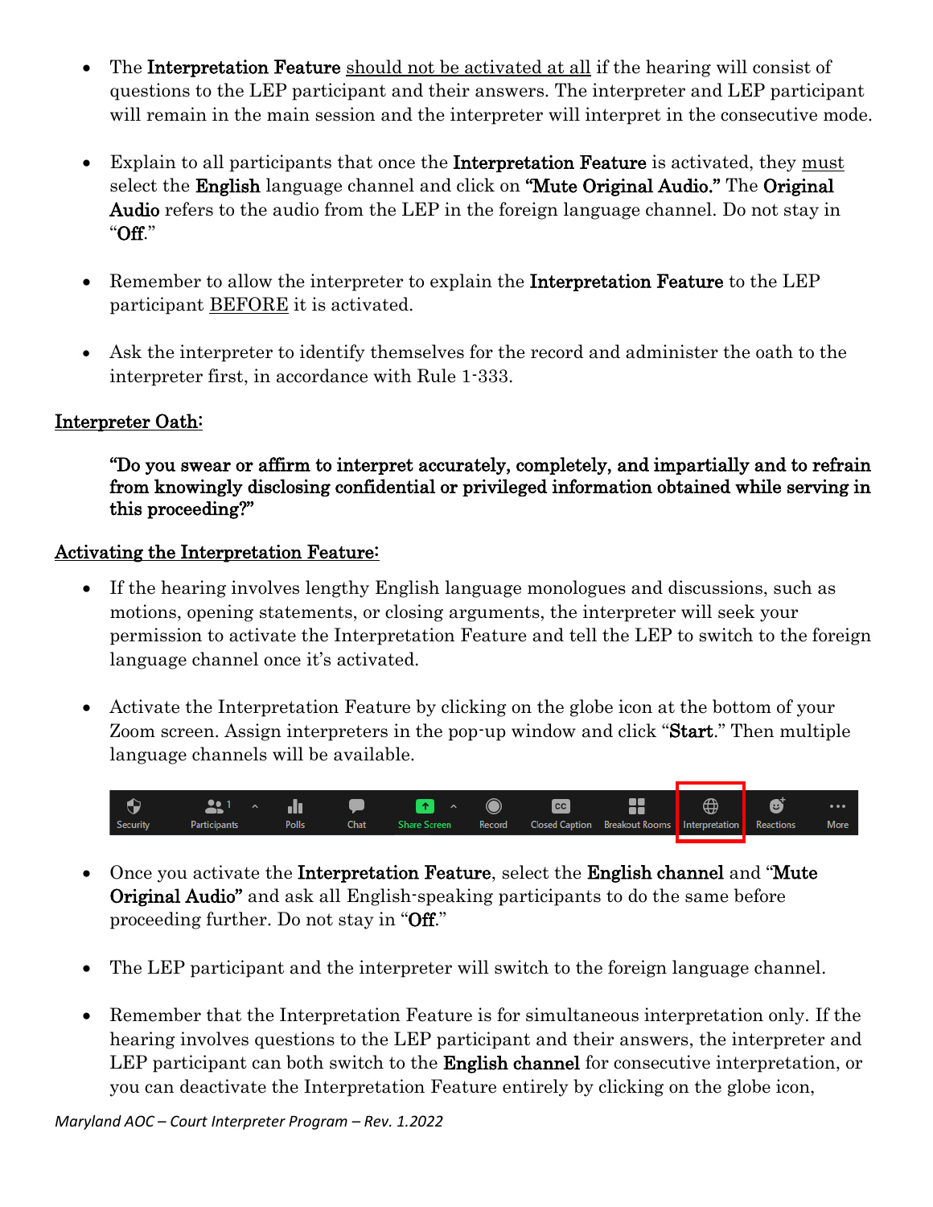- The **Interpretation Feature** should not be activated at all if the hearing will consist of questions to the LEP participant and their answers. The interpreter and LEP participant will remain in the main session and the interpreter will interpret in the consecutive mode.

- Explain to all participants that once the **Interpretation Feature** is activated, they must select the **English** language channel and click on **"Mute Original Audio."** The **Original Audio** refers to the audio from the LEP in the foreign language channel. Do not stay in "**Off**."

- Remember to allow the interpreter to explain the **Interpretation Feature** to the LEP participant BEFORE it is activated.

- Ask the interpreter to identify themselves for the record and administer the oath to the interpreter first, in accordance with Rule 1-333.

## Interpreter Oath:

> **"Do you swear or affirm to interpret accurately, completely, and impartially and to refrain from knowingly disclosing confidential or privileged information obtained while serving in this proceeding?"**

## Activating the Interpretation Feature:

- If the hearing involves lengthy English language monologues and discussions, such as motions, opening statements, or closing arguments, the interpreter will seek your permission to activate the Interpretation Feature and tell the LEP to switch to the foreign language channel once it's activated.

- Activate the Interpretation Feature by clicking on the globe icon at the bottom of your Zoom screen. Assign interpreters in the pop-up window and click "**Start**." Then multiple language channels will be available.

Security | Participants | Polls | Chat | Share Screen | Record | Closed Caption | Breakout Rooms | Interpretation | Reactions | More

- Once you activate the **Interpretation Feature**, select the **English channel** and "**Mute Original Audio"** and ask all English-speaking participants to do the same before proceeding further. Do not stay in "**Off**."

- The LEP participant and the interpreter will switch to the foreign language channel.

- Remember that the Interpretation Feature is for simultaneous interpretation only. If the hearing involves questions to the LEP participant and their answers, the interpreter and LEP participant can both switch to the **English channel** for consecutive interpretation, or you can deactivate the Interpretation Feature entirely by clicking on the globe icon,

*Maryland AOC – Court Interpreter Program – Rev. 1.2022*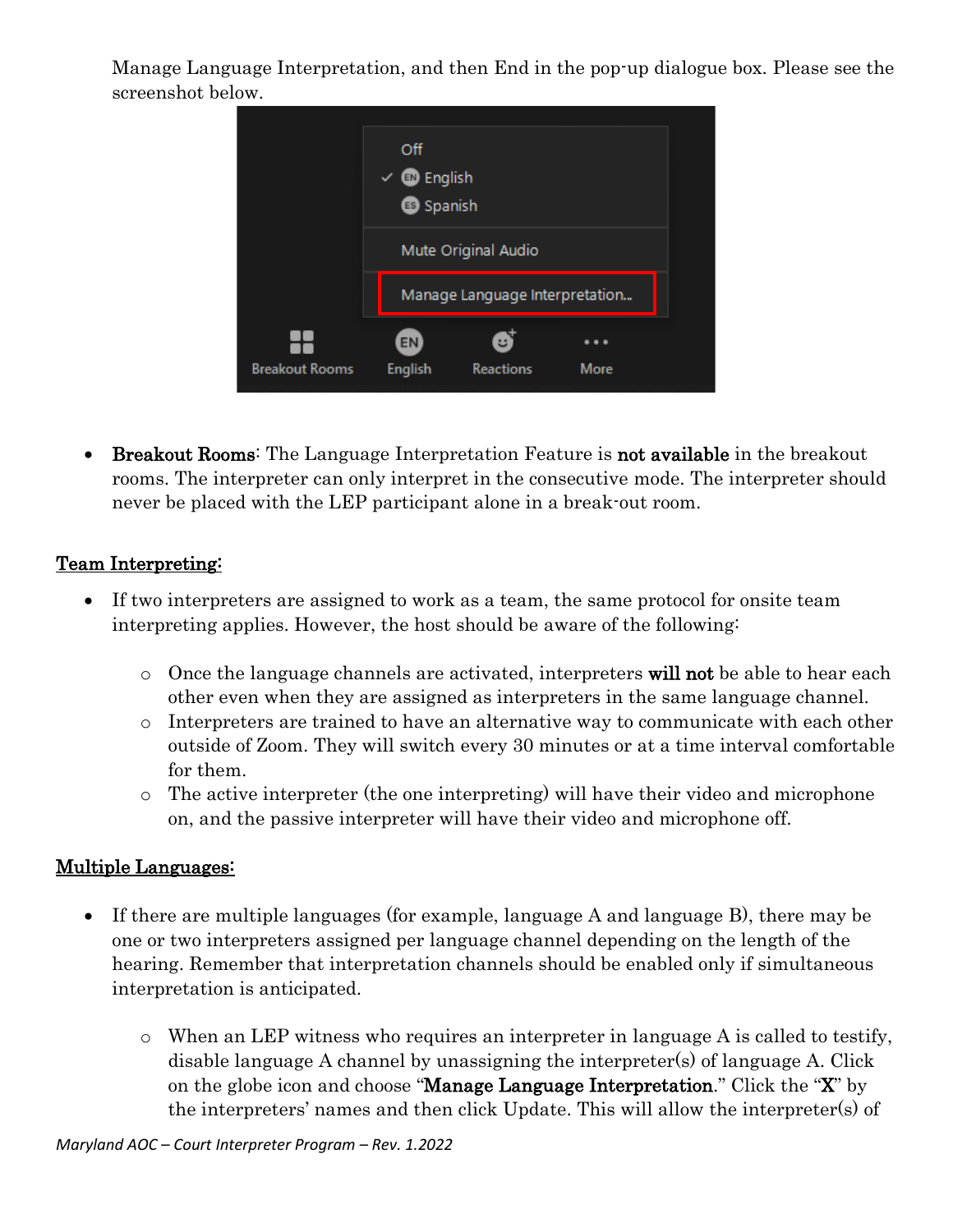Manage Language Interpretation, and then End in the pop-up dialogue box. Please see the screenshot below.

- **Breakout Rooms**: The Language Interpretation Feature is **not available** in the breakout rooms. The interpreter can only interpret in the consecutive mode. The interpreter should never be placed with the LEP participant alone in a break-out room.

## Team Interpreting:

- If two interpreters are assigned to work as a team, the same protocol for onsite team interpreting applies. However, the host should be aware of the following:
  - Once the language channels are activated, interpreters **will not** be able to hear each other even when they are assigned as interpreters in the same language channel.
  - Interpreters are trained to have an alternative way to communicate with each other outside of Zoom. They will switch every 30 minutes or at a time interval comfortable for them.
  - The active interpreter (the one interpreting) will have their video and microphone on, and the passive interpreter will have their video and microphone off.

## Multiple Languages:

- If there are multiple languages (for example, language A and language B), there may be one or two interpreters assigned per language channel depending on the length of the hearing. Remember that interpretation channels should be enabled only if simultaneous interpretation is anticipated.
  - When an LEP witness who requires an interpreter in language A is called to testify, disable language A channel by unassigning the interpreter(s) of language A. Click on the globe icon and choose "**Manage Language Interpretation**." Click the "**X**" by the interpreters' names and then click Update. This will allow the interpreter(s) of

*Maryland AOC – Court Interpreter Program – Rev. 1.2022*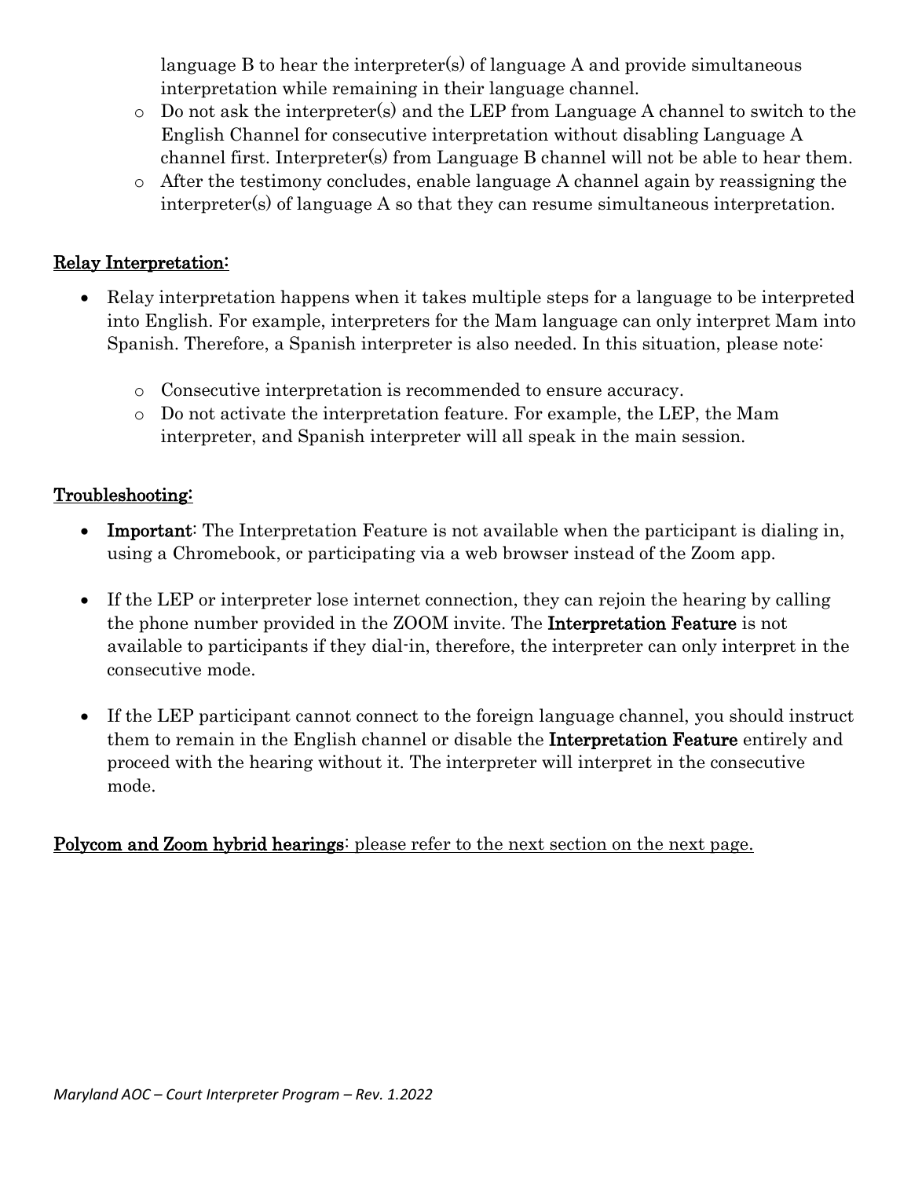language B to hear the interpreter(s) of language A and provide simultaneous interpretation while remaining in their language channel.
    - Do not ask the interpreter(s) and the LEP from Language A channel to switch to the English Channel for consecutive interpretation without disabling Language A channel first. Interpreter(s) from Language B channel will not be able to hear them.
    - After the testimony concludes, enable language A channel again by reassigning the interpreter(s) of language A so that they can resume simultaneous interpretation.

## Relay Interpretation:

- Relay interpretation happens when it takes multiple steps for a language to be interpreted into English. For example, interpreters for the Mam language can only interpret Mam into Spanish. Therefore, a Spanish interpreter is also needed. In this situation, please note:
    - Consecutive interpretation is recommended to ensure accuracy.
    - Do not activate the interpretation feature. For example, the LEP, the Mam interpreter, and Spanish interpreter will all speak in the main session.

## Troubleshooting:

- **Important**: The Interpretation Feature is not available when the participant is dialing in, using a Chromebook, or participating via a web browser instead of the Zoom app.

- If the LEP or interpreter lose internet connection, they can rejoin the hearing by calling the phone number provided in the ZOOM invite. The **Interpretation Feature** is not available to participants if they dial-in, therefore, the interpreter can only interpret in the consecutive mode.

- If the LEP participant cannot connect to the foreign language channel, you should instruct them to remain in the English channel or disable the **Interpretation Feature** entirely and proceed with the hearing without it. The interpreter will interpret in the consecutive mode.

**Polycom and Zoom hybrid hearings**: please refer to the next section on the next page.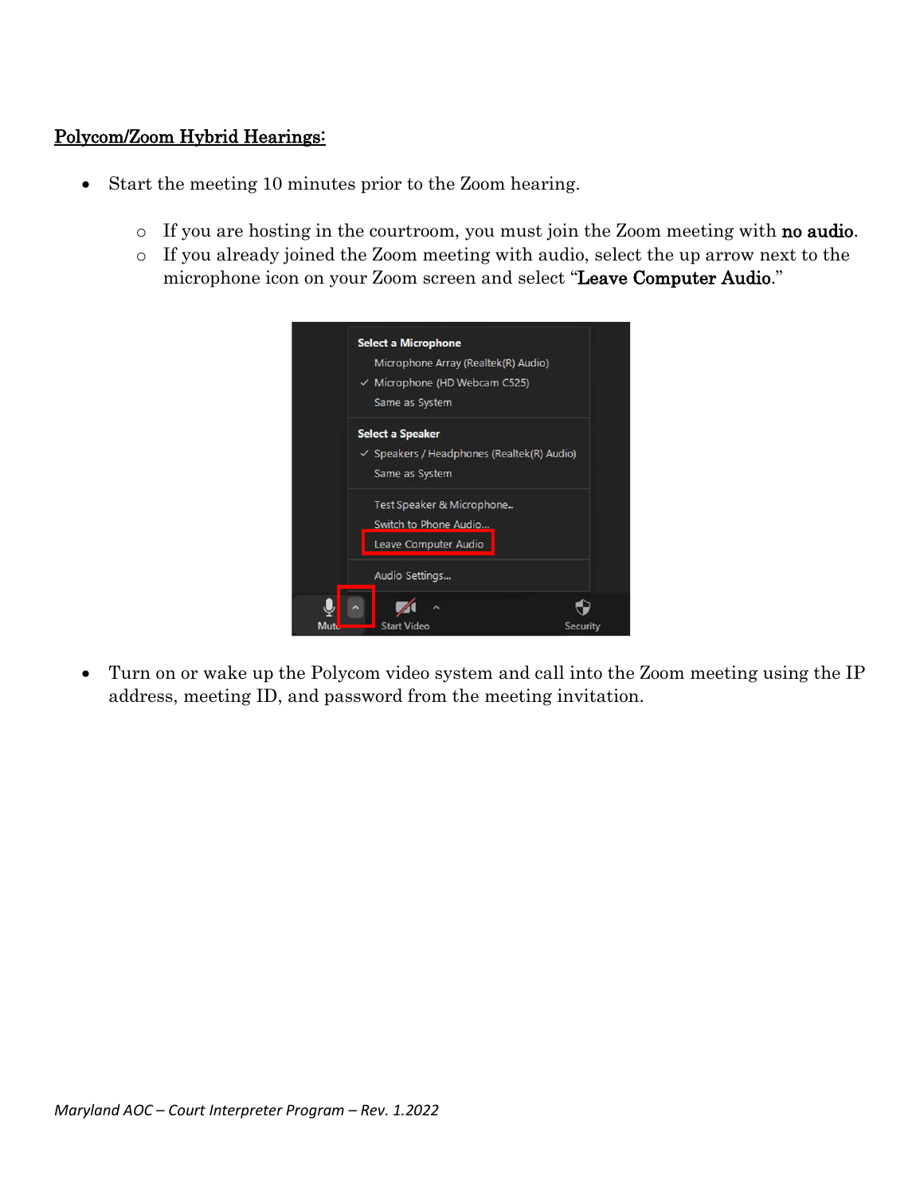**Polycom/Zoom Hybrid Hearings:**

- Start the meeting 10 minutes prior to the Zoom hearing.
  - If you are hosting in the courtroom, you must join the Zoom meeting with **no audio**.
  - If you already joined the Zoom meeting with audio, select the up arrow next to the microphone icon on your Zoom screen and select "**Leave Computer Audio**."

- Turn on or wake up the Polycom video system and call into the Zoom meeting using the IP address, meeting ID, and password from the meeting invitation.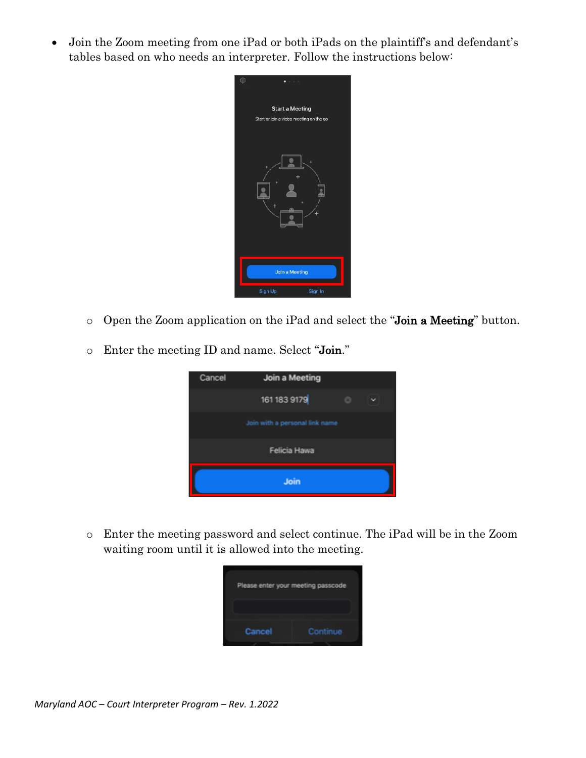- Join the Zoom meeting from one iPad or both iPads on the plaintiff's and defendant's tables based on who needs an interpreter. Follow the instructions below:

  - Open the Zoom application on the iPad and select the "**Join a Meeting**" button.

  - Enter the meeting ID and name. Select "**Join**."

  - Enter the meeting password and select continue. The iPad will be in the Zoom waiting room until it is allowed into the meeting.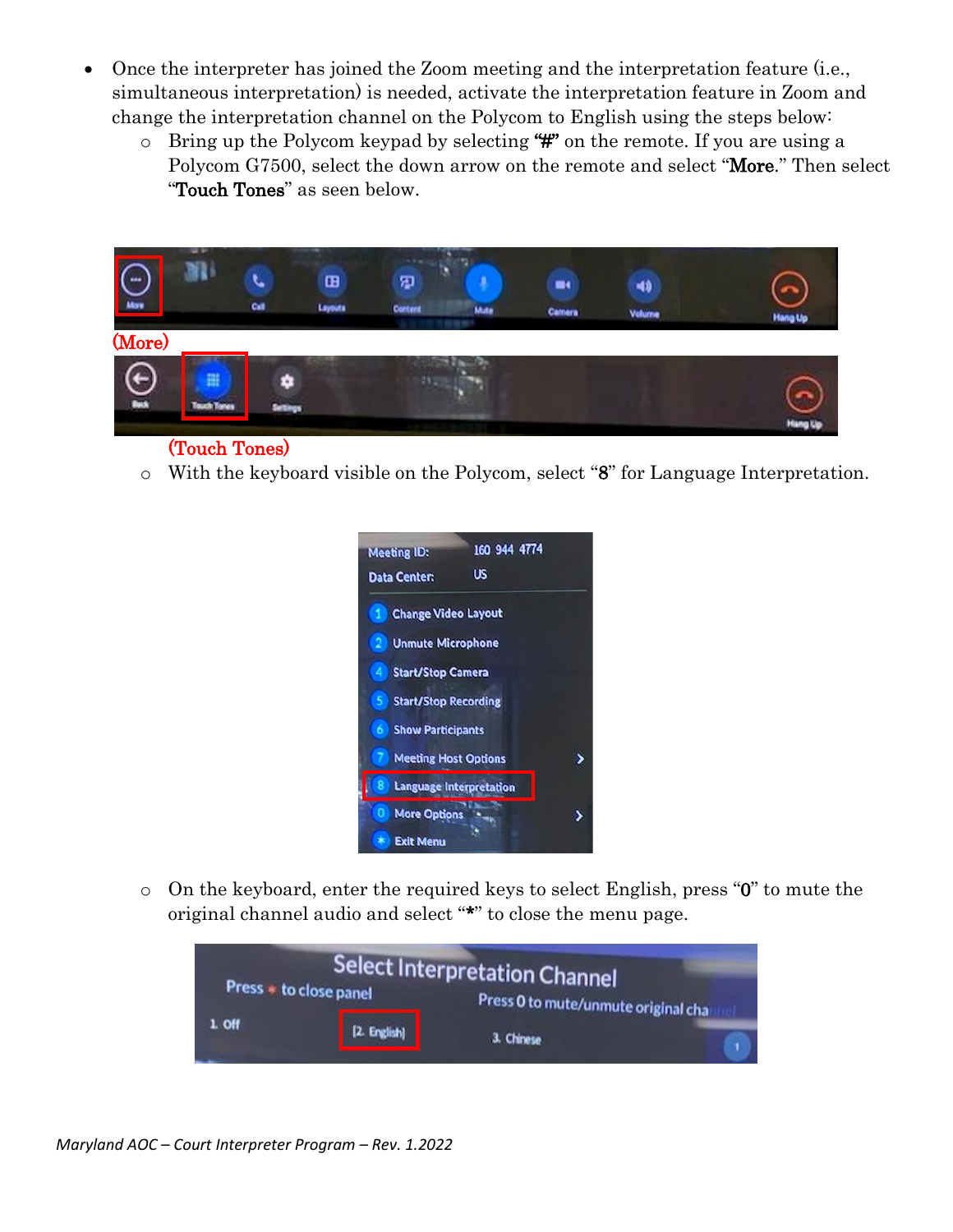- Once the interpreter has joined the Zoom meeting and the interpretation feature (i.e., simultaneous interpretation) is needed, activate the interpretation feature in Zoom and change the interpretation channel on the Polycom to English using the steps below:
  - Bring up the Polycom keypad by selecting "**#**" on the remote. If you are using a Polycom G7500, select the down arrow on the remote and select "**More**." Then select "**Touch Tones**" as seen below.

(More)

(Touch Tones)

  - With the keyboard visible on the Polycom, select "**8**" for Language Interpretation.

  - On the keyboard, enter the required keys to select English, press "**0**" to mute the original channel audio and select "**\***" to close the menu page.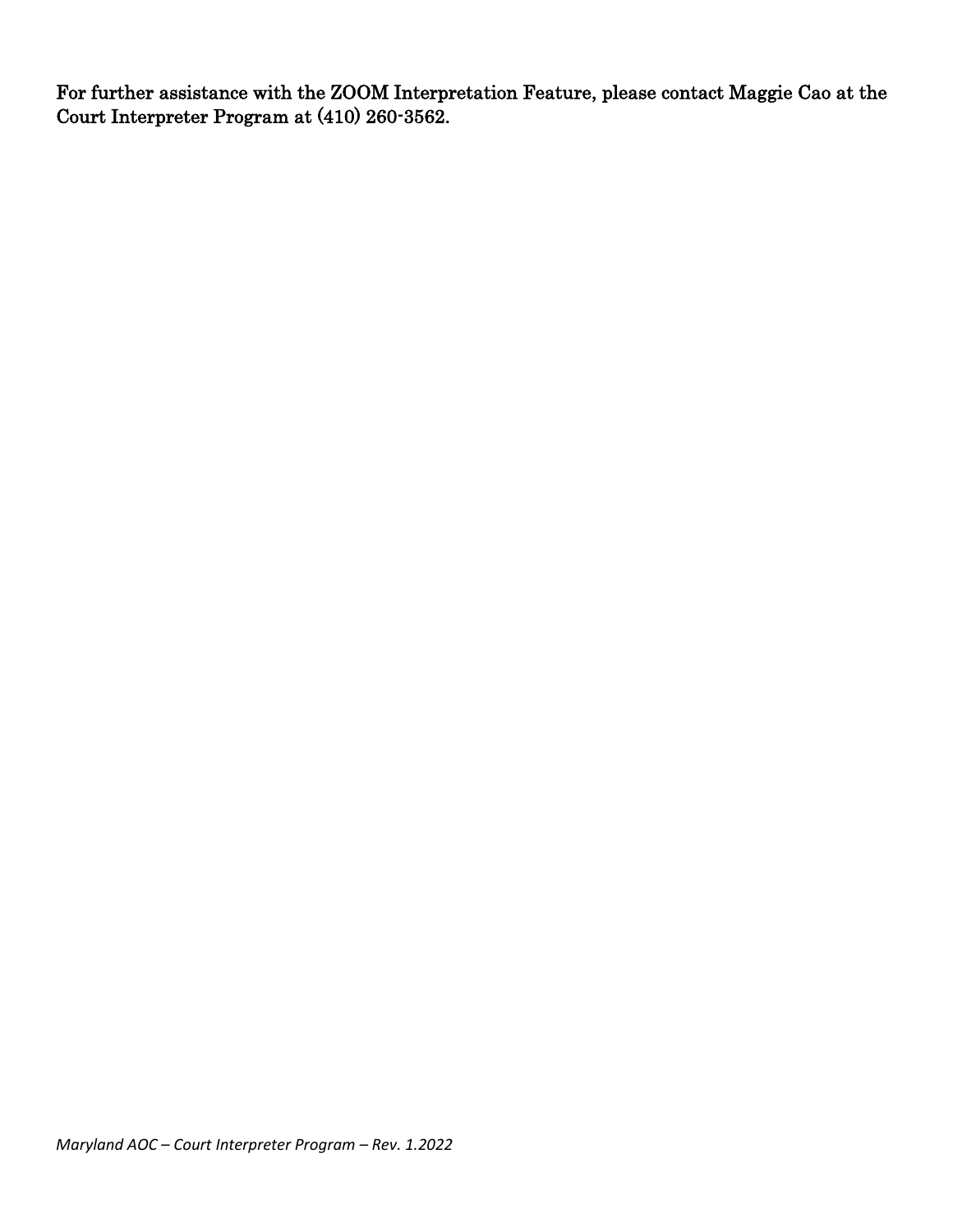**For further assistance with the ZOOM Interpretation Feature, please contact Maggie Cao at the Court Interpreter Program at (410) 260-3562.**